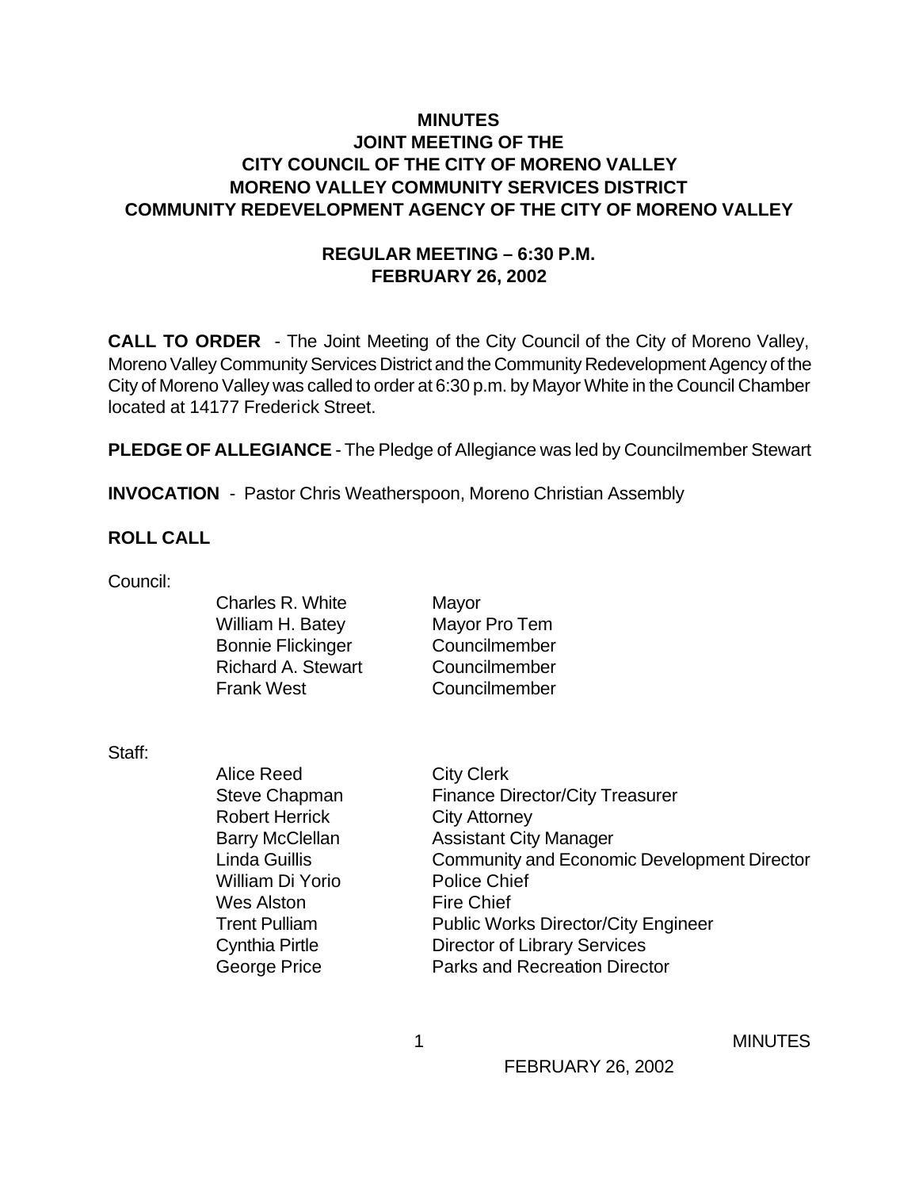# MINUTES
## JOINT MEETING OF THE
## CITY COUNCIL OF THE CITY OF MORENO VALLEY
## MORENO VALLEY COMMUNITY SERVICES DISTRICT
## COMMUNITY REDEVELOPMENT AGENCY OF THE CITY OF MORENO VALLEY

### REGULAR MEETING – 6:30 P.M.
### FEBRUARY 26, 2002

**CALL TO ORDER** - The Joint Meeting of the City Council of the City of Moreno Valley, Moreno Valley Community Services District and the Community Redevelopment Agency of the City of Moreno Valley was called to order at 6:30 p.m. by Mayor White in the Council Chamber located at 14177 Frederick Street.

**PLEDGE OF ALLEGIANCE** - The Pledge of Allegiance was led by Councilmember Stewart

**INVOCATION** - Pastor Chris Weatherspoon, Moreno Christian Assembly

**ROLL CALL**

Council:

| | |
|---|---|
| Charles R. White | Mayor |
| William H. Batey | Mayor Pro Tem |
| Bonnie Flickinger | Councilmember |
| Richard A. Stewart | Councilmember |
| Frank West | Councilmember |

Staff:

| | |
|---|---|
| Alice Reed | City Clerk |
| Steve Chapman | Finance Director/City Treasurer |
| Robert Herrick | City Attorney |
| Barry McClellan | Assistant City Manager |
| Linda Guillis | Community and Economic Development Director |
| William Di Yorio | Police Chief |
| Wes Alston | Fire Chief |
| Trent Pulliam | Public Works Director/City Engineer |
| Cynthia Pirtle | Director of Library Services |
| George Price | Parks and Recreation Director |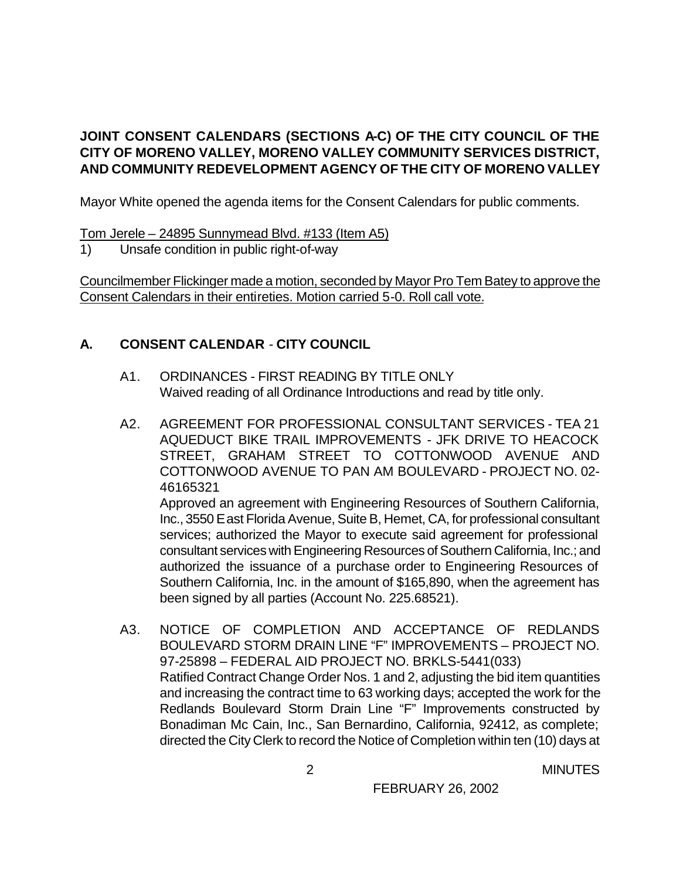**JOINT CONSENT CALENDARS (SECTIONS A-C) OF THE CITY COUNCIL OF THE CITY OF MORENO VALLEY, MORENO VALLEY COMMUNITY SERVICES DISTRICT, AND COMMUNITY REDEVELOPMENT AGENCY OF THE CITY OF MORENO VALLEY**

Mayor White opened the agenda items for the Consent Calendars for public comments.

<u>Tom Jerele – 24895 Sunnymead Blvd. #133 (Item A5)</u>

1) Unsafe condition in public right-of-way

<u>Councilmember Flickinger made a motion, seconded by Mayor Pro Tem Batey to approve the Consent Calendars in their entireties. Motion carried 5-0. Roll call vote.</u>

## A. CONSENT CALENDAR - CITY COUNCIL

A1. ORDINANCES - FIRST READING BY TITLE ONLY
Waived reading of all Ordinance Introductions and read by title only.

A2. AGREEMENT FOR PROFESSIONAL CONSULTANT SERVICES - TEA 21 AQUEDUCT BIKE TRAIL IMPROVEMENTS - JFK DRIVE TO HEACOCK STREET, GRAHAM STREET TO COTTONWOOD AVENUE AND COTTONWOOD AVENUE TO PAN AM BOULEVARD - PROJECT NO. 02-46165321
Approved an agreement with Engineering Resources of Southern California, Inc., 3550 East Florida Avenue, Suite B, Hemet, CA, for professional consultant services; authorized the Mayor to execute said agreement for professional consultant services with Engineering Resources of Southern California, Inc.; and authorized the issuance of a purchase order to Engineering Resources of Southern California, Inc. in the amount of $165,890, when the agreement has been signed by all parties (Account No. 225.68521).

A3. NOTICE OF COMPLETION AND ACCEPTANCE OF REDLANDS BOULEVARD STORM DRAIN LINE "F" IMPROVEMENTS – PROJECT NO. 97-25898 – FEDERAL AID PROJECT NO. BRKLS-5441(033)
Ratified Contract Change Order Nos. 1 and 2, adjusting the bid item quantities and increasing the contract time to 63 working days; accepted the work for the Redlands Boulevard Storm Drain Line "F" Improvements constructed by Bonadiman Mc Cain, Inc., San Bernardino, California, 92412, as complete; directed the City Clerk to record the Notice of Completion within ten (10) days at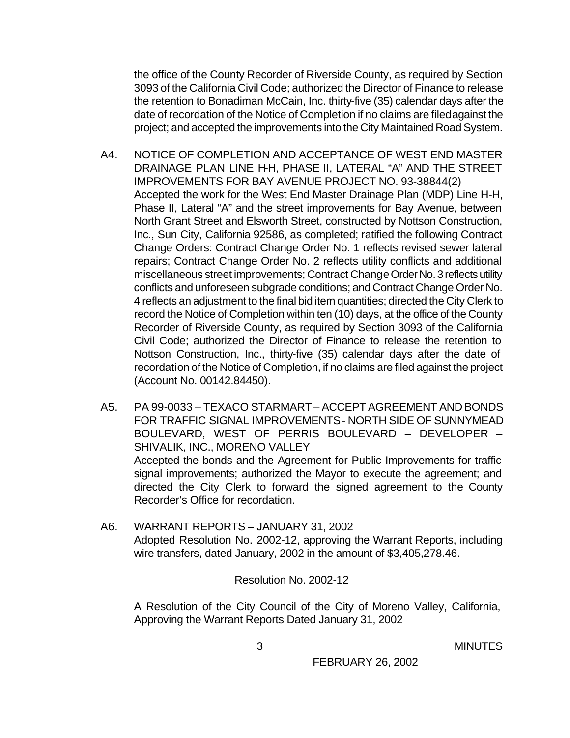the office of the County Recorder of Riverside County, as required by Section 3093 of the California Civil Code; authorized the Director of Finance to release the retention to Bonadiman McCain, Inc. thirty-five (35) calendar days after the date of recordation of the Notice of Completion if no claims are filed against the project; and accepted the improvements into the City Maintained Road System.

A4. NOTICE OF COMPLETION AND ACCEPTANCE OF WEST END MASTER DRAINAGE PLAN LINE H-H, PHASE II, LATERAL "A" AND THE STREET IMPROVEMENTS FOR BAY AVENUE PROJECT NO. 93-38844(2)
Accepted the work for the West End Master Drainage Plan (MDP) Line H-H, Phase II, Lateral "A" and the street improvements for Bay Avenue, between North Grant Street and Elsworth Street, constructed by Nottson Construction, Inc., Sun City, California 92586, as completed; ratified the following Contract Change Orders: Contract Change Order No. 1 reflects revised sewer lateral repairs; Contract Change Order No. 2 reflects utility conflicts and additional miscellaneous street improvements; Contract Change Order No. 3 reflects utility conflicts and unforeseen subgrade conditions; and Contract Change Order No. 4 reflects an adjustment to the final bid item quantities; directed the City Clerk to record the Notice of Completion within ten (10) days, at the office of the County Recorder of Riverside County, as required by Section 3093 of the California Civil Code; authorized the Director of Finance to release the retention to Nottson Construction, Inc., thirty-five (35) calendar days after the date of recordation of the Notice of Completion, if no claims are filed against the project (Account No. 00142.84450).

A5. PA 99-0033 – TEXACO STARMART – ACCEPT AGREEMENT AND BONDS FOR TRAFFIC SIGNAL IMPROVEMENTS - NORTH SIDE OF SUNNYMEAD BOULEVARD, WEST OF PERRIS BOULEVARD – DEVELOPER – SHIVALIK, INC., MORENO VALLEY
Accepted the bonds and the Agreement for Public Improvements for traffic signal improvements; authorized the Mayor to execute the agreement; and directed the City Clerk to forward the signed agreement to the County Recorder's Office for recordation.

A6. WARRANT REPORTS – JANUARY 31, 2002
Adopted Resolution No. 2002-12, approving the Warrant Reports, including wire transfers, dated January, 2002 in the amount of $3,405,278.46.

Resolution No. 2002-12

A Resolution of the City Council of the City of Moreno Valley, California, Approving the Warrant Reports Dated January 31, 2002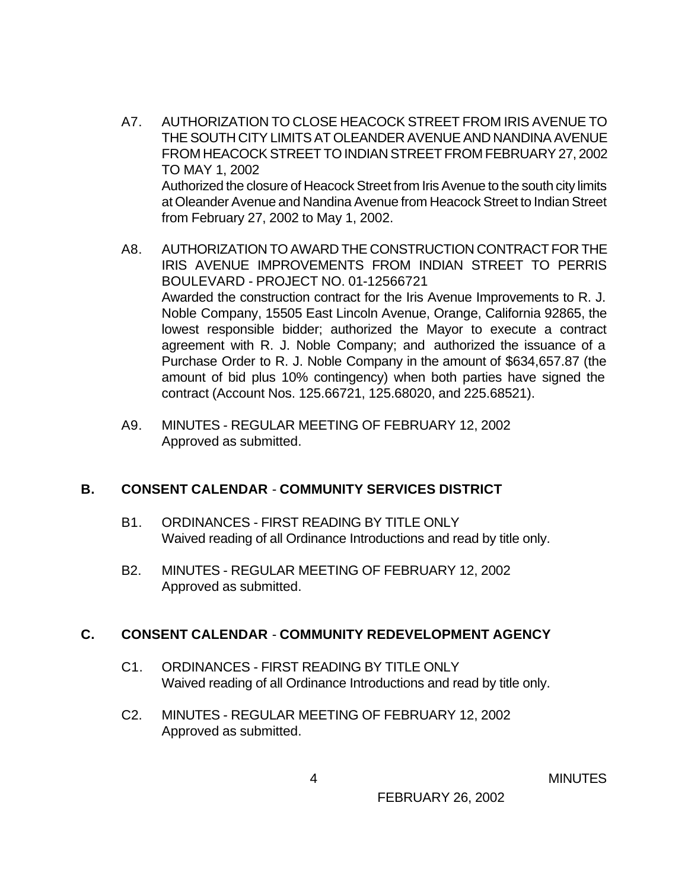A7. AUTHORIZATION TO CLOSE HEACOCK STREET FROM IRIS AVENUE TO THE SOUTH CITY LIMITS AT OLEANDER AVENUE AND NANDINA AVENUE FROM HEACOCK STREET TO INDIAN STREET FROM FEBRUARY 27, 2002 TO MAY 1, 2002
Authorized the closure of Heacock Street from Iris Avenue to the south city limits at Oleander Avenue and Nandina Avenue from Heacock Street to Indian Street from February 27, 2002 to May 1, 2002.

A8. AUTHORIZATION TO AWARD THE CONSTRUCTION CONTRACT FOR THE IRIS AVENUE IMPROVEMENTS FROM INDIAN STREET TO PERRIS BOULEVARD - PROJECT NO. 01-12566721
Awarded the construction contract for the Iris Avenue Improvements to R. J. Noble Company, 15505 East Lincoln Avenue, Orange, California 92865, the lowest responsible bidder; authorized the Mayor to execute a contract agreement with R. J. Noble Company; and authorized the issuance of a Purchase Order to R. J. Noble Company in the amount of $634,657.87 (the amount of bid plus 10% contingency) when both parties have signed the contract (Account Nos. 125.66721, 125.68020, and 225.68521).

A9. MINUTES - REGULAR MEETING OF FEBRUARY 12, 2002
Approved as submitted.

## B. CONSENT CALENDAR - COMMUNITY SERVICES DISTRICT

B1. ORDINANCES - FIRST READING BY TITLE ONLY
Waived reading of all Ordinance Introductions and read by title only.

B2. MINUTES - REGULAR MEETING OF FEBRUARY 12, 2002
Approved as submitted.

## C. CONSENT CALENDAR - COMMUNITY REDEVELOPMENT AGENCY

C1. ORDINANCES - FIRST READING BY TITLE ONLY
Waived reading of all Ordinance Introductions and read by title only.

C2. MINUTES - REGULAR MEETING OF FEBRUARY 12, 2002
Approved as submitted.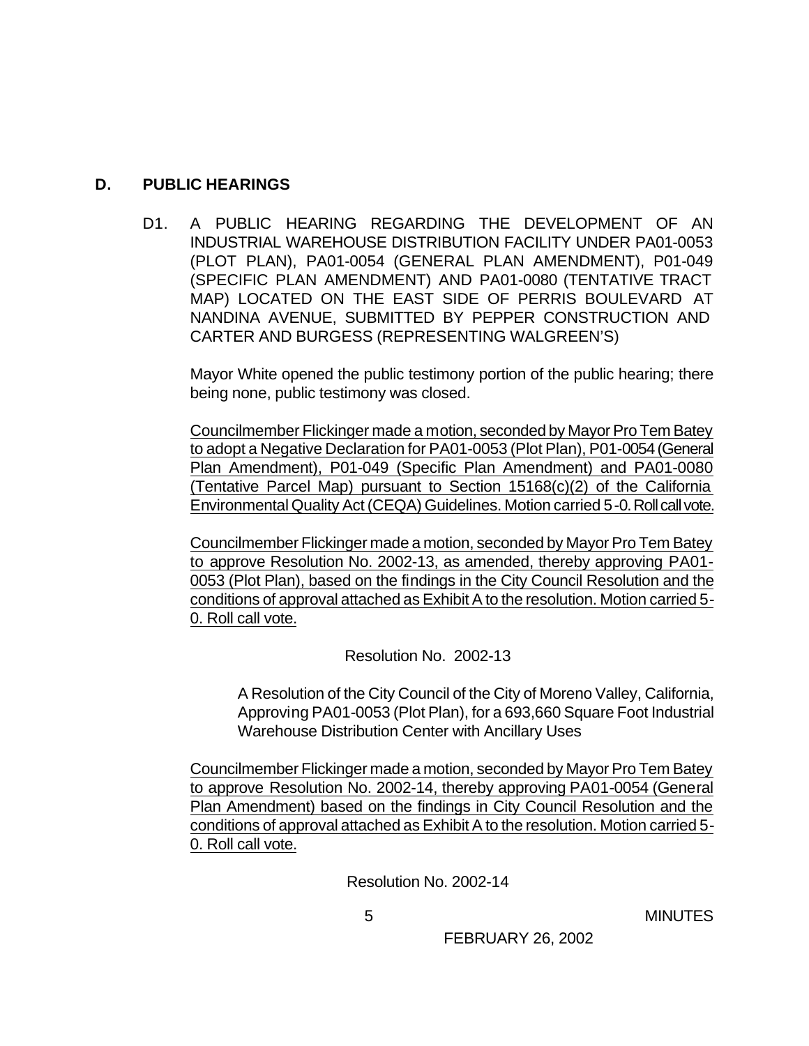## D. PUBLIC HEARINGS

D1. A PUBLIC HEARING REGARDING THE DEVELOPMENT OF AN INDUSTRIAL WAREHOUSE DISTRIBUTION FACILITY UNDER PA01-0053 (PLOT PLAN), PA01-0054 (GENERAL PLAN AMENDMENT), P01-049 (SPECIFIC PLAN AMENDMENT) AND PA01-0080 (TENTATIVE TRACT MAP) LOCATED ON THE EAST SIDE OF PERRIS BOULEVARD AT NANDINA AVENUE, SUBMITTED BY PEPPER CONSTRUCTION AND CARTER AND BURGESS (REPRESENTING WALGREEN'S)

Mayor White opened the public testimony portion of the public hearing; there being none, public testimony was closed.

Councilmember Flickinger made a motion, seconded by Mayor Pro Tem Batey to adopt a Negative Declaration for PA01-0053 (Plot Plan), P01-0054 (General Plan Amendment), P01-049 (Specific Plan Amendment) and PA01-0080 (Tentative Parcel Map) pursuant to Section 15168(c)(2) of the California Environmental Quality Act (CEQA) Guidelines. Motion carried 5-0. Roll call vote.

Councilmember Flickinger made a motion, seconded by Mayor Pro Tem Batey to approve Resolution No. 2002-13, as amended, thereby approving PA01-0053 (Plot Plan), based on the findings in the City Council Resolution and the conditions of approval attached as Exhibit A to the resolution. Motion carried 5-0. Roll call vote.

Resolution No. 2002-13

A Resolution of the City Council of the City of Moreno Valley, California, Approving PA01-0053 (Plot Plan), for a 693,660 Square Foot Industrial Warehouse Distribution Center with Ancillary Uses

Councilmember Flickinger made a motion, seconded by Mayor Pro Tem Batey to approve Resolution No. 2002-14, thereby approving PA01-0054 (General Plan Amendment) based on the findings in City Council Resolution and the conditions of approval attached as Exhibit A to the resolution. Motion carried 5-0. Roll call vote.

Resolution No. 2002-14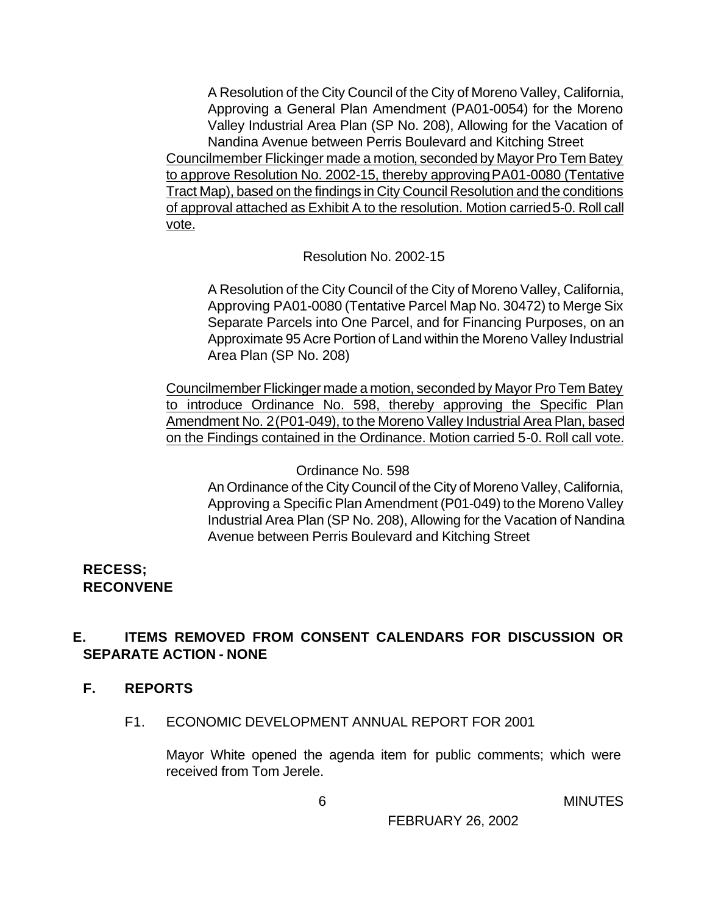A Resolution of the City Council of the City of Moreno Valley, California, Approving a General Plan Amendment (PA01-0054) for the Moreno Valley Industrial Area Plan (SP No. 208), Allowing for the Vacation of Nandina Avenue between Perris Boulevard and Kitching Street

<u>Councilmember Flickinger made a motion, seconded by Mayor Pro Tem Batey to approve Resolution No. 2002-15, thereby approving PA01-0080 (Tentative Tract Map), based on the findings in City Council Resolution and the conditions of approval attached as Exhibit A to the resolution. Motion carried 5-0. Roll call vote.</u>

Resolution No. 2002-15

A Resolution of the City Council of the City of Moreno Valley, California, Approving PA01-0080 (Tentative Parcel Map No. 30472) to Merge Six Separate Parcels into One Parcel, and for Financing Purposes, on an Approximate 95 Acre Portion of Land within the Moreno Valley Industrial Area Plan (SP No. 208)

<u>Councilmember Flickinger made a motion, seconded by Mayor Pro Tem Batey to introduce Ordinance No. 598, thereby approving the Specific Plan Amendment No. 2 (P01-049), to the Moreno Valley Industrial Area Plan, based on the Findings contained in the Ordinance. Motion carried 5-0. Roll call vote.</u>

Ordinance No. 598

An Ordinance of the City Council of the City of Moreno Valley, California, Approving a Specific Plan Amendment (P01-049) to the Moreno Valley Industrial Area Plan (SP No. 208), Allowing for the Vacation of Nandina Avenue between Perris Boulevard and Kitching Street

**RECESS; RECONVENE**

## E. ITEMS REMOVED FROM CONSENT CALENDARS FOR DISCUSSION OR SEPARATE ACTION - NONE

## F. REPORTS

F1. ECONOMIC DEVELOPMENT ANNUAL REPORT FOR 2001

Mayor White opened the agenda item for public comments; which were received from Tom Jerele.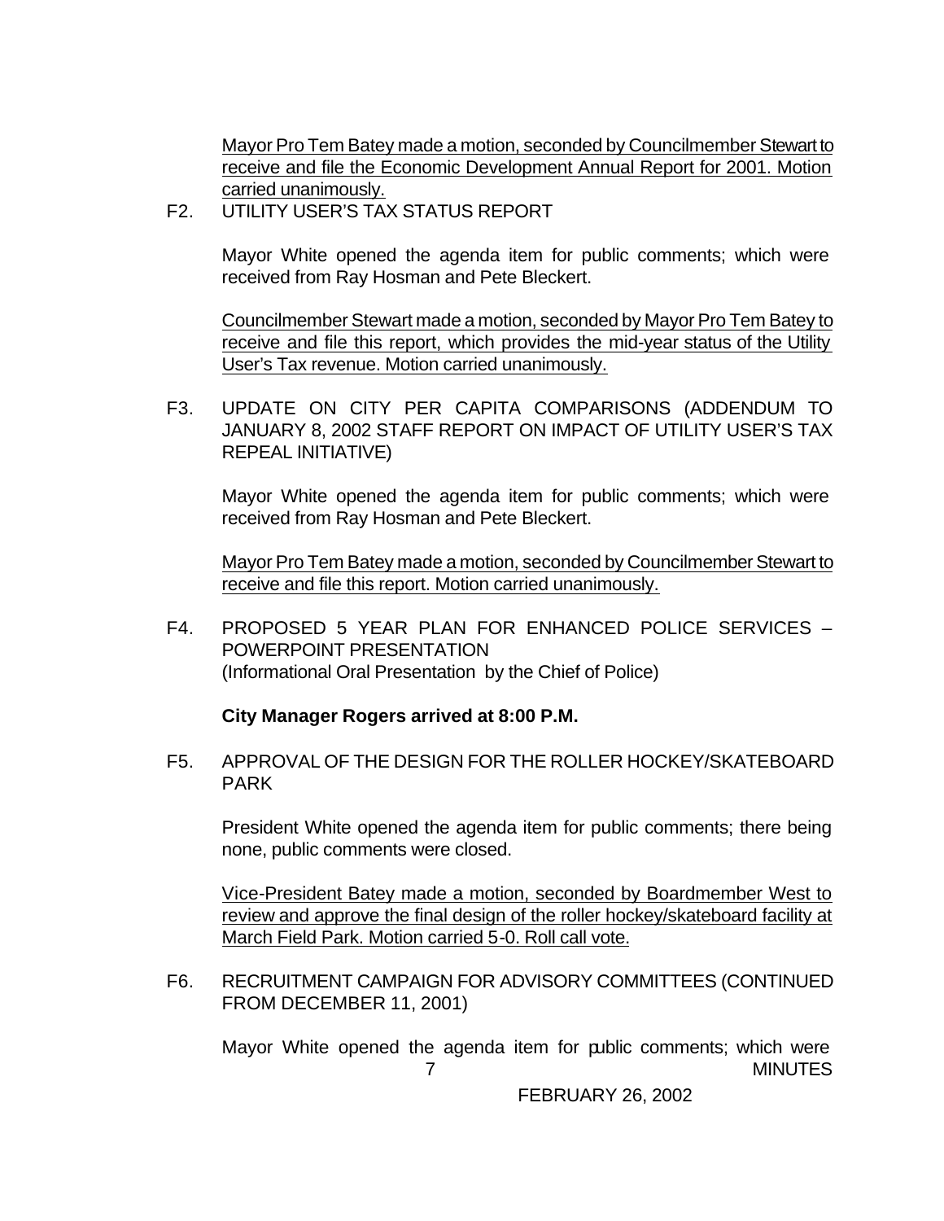<u>Mayor Pro Tem Batey made a motion, seconded by Councilmember Stewart to receive and file the Economic Development Annual Report for 2001. Motion carried unanimously.</u>

F2. UTILITY USER'S TAX STATUS REPORT

Mayor White opened the agenda item for public comments; which were received from Ray Hosman and Pete Bleckert.

<u>Councilmember Stewart made a motion, seconded by Mayor Pro Tem Batey to receive and file this report, which provides the mid-year status of the Utility User's Tax revenue. Motion carried unanimously.</u>

F3. UPDATE ON CITY PER CAPITA COMPARISONS (ADDENDUM TO JANUARY 8, 2002 STAFF REPORT ON IMPACT OF UTILITY USER'S TAX REPEAL INITIATIVE)

Mayor White opened the agenda item for public comments; which were received from Ray Hosman and Pete Bleckert.

<u>Mayor Pro Tem Batey made a motion, seconded by Councilmember Stewart to receive and file this report. Motion carried unanimously.</u>

F4. PROPOSED 5 YEAR PLAN FOR ENHANCED POLICE SERVICES – POWERPOINT PRESENTATION
(Informational Oral Presentation by the Chief of Police)

**City Manager Rogers arrived at 8:00 P.M.**

F5. APPROVAL OF THE DESIGN FOR THE ROLLER HOCKEY/SKATEBOARD PARK

President White opened the agenda item for public comments; there being none, public comments were closed.

<u>Vice-President Batey made a motion, seconded by Boardmember West to review and approve the final design of the roller hockey/skateboard facility at March Field Park. Motion carried 5-0. Roll call vote.</u>

F6. RECRUITMENT CAMPAIGN FOR ADVISORY COMMITTEES (CONTINUED FROM DECEMBER 11, 2001)

Mayor White opened the agenda item for public comments; which were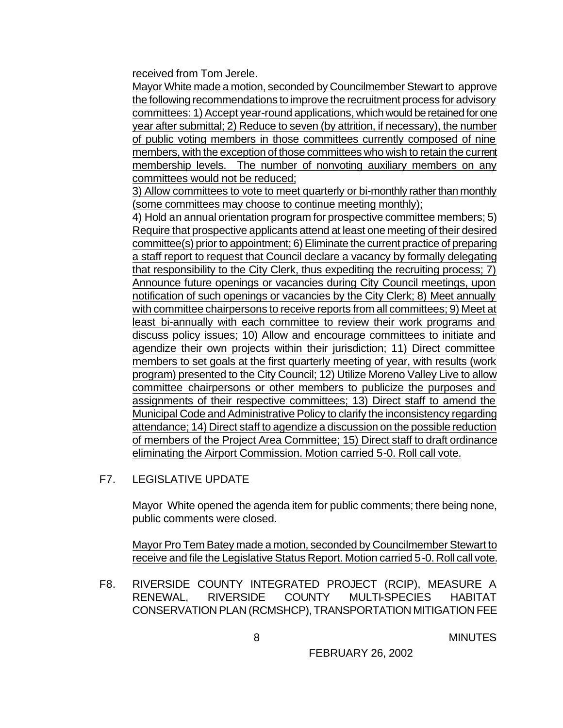received from Tom Jerele.

Mayor White made a motion, seconded by Councilmember Stewart to approve the following recommendations to improve the recruitment process for advisory committees: 1) Accept year-round applications, which would be retained for one year after submittal; 2) Reduce to seven (by attrition, if necessary), the number of public voting members in those committees currently composed of nine members, with the exception of those committees who wish to retain the current membership levels. The number of nonvoting auxiliary members on any committees would not be reduced;

3) Allow committees to vote to meet quarterly or bi-monthly rather than monthly (some committees may choose to continue meeting monthly);

4) Hold an annual orientation program for prospective committee members; 5) Require that prospective applicants attend at least one meeting of their desired committee(s) prior to appointment; 6) Eliminate the current practice of preparing a staff report to request that Council declare a vacancy by formally delegating that responsibility to the City Clerk, thus expediting the recruiting process; 7) Announce future openings or vacancies during City Council meetings, upon notification of such openings or vacancies by the City Clerk; 8) Meet annually with committee chairpersons to receive reports from all committees; 9) Meet at least bi-annually with each committee to review their work programs and discuss policy issues; 10) Allow and encourage committees to initiate and agendize their own projects within their jurisdiction; 11) Direct committee members to set goals at the first quarterly meeting of year, with results (work program) presented to the City Council; 12) Utilize Moreno Valley Live to allow committee chairpersons or other members to publicize the purposes and assignments of their respective committees; 13) Direct staff to amend the Municipal Code and Administrative Policy to clarify the inconsistency regarding attendance; 14) Direct staff to agendize a discussion on the possible reduction of members of the Project Area Committee; 15) Direct staff to draft ordinance eliminating the Airport Commission. Motion carried 5-0. Roll call vote.

F7. LEGISLATIVE UPDATE

Mayor White opened the agenda item for public comments; there being none, public comments were closed.

Mayor Pro Tem Batey made a motion, seconded by Councilmember Stewart to receive and file the Legislative Status Report. Motion carried 5-0. Roll call vote.

F8. RIVERSIDE COUNTY INTEGRATED PROJECT (RCIP), MEASURE A RENEWAL, RIVERSIDE COUNTY MULTI-SPECIES HABITAT CONSERVATION PLAN (RCMSHCP), TRANSPORTATION MITIGATION FEE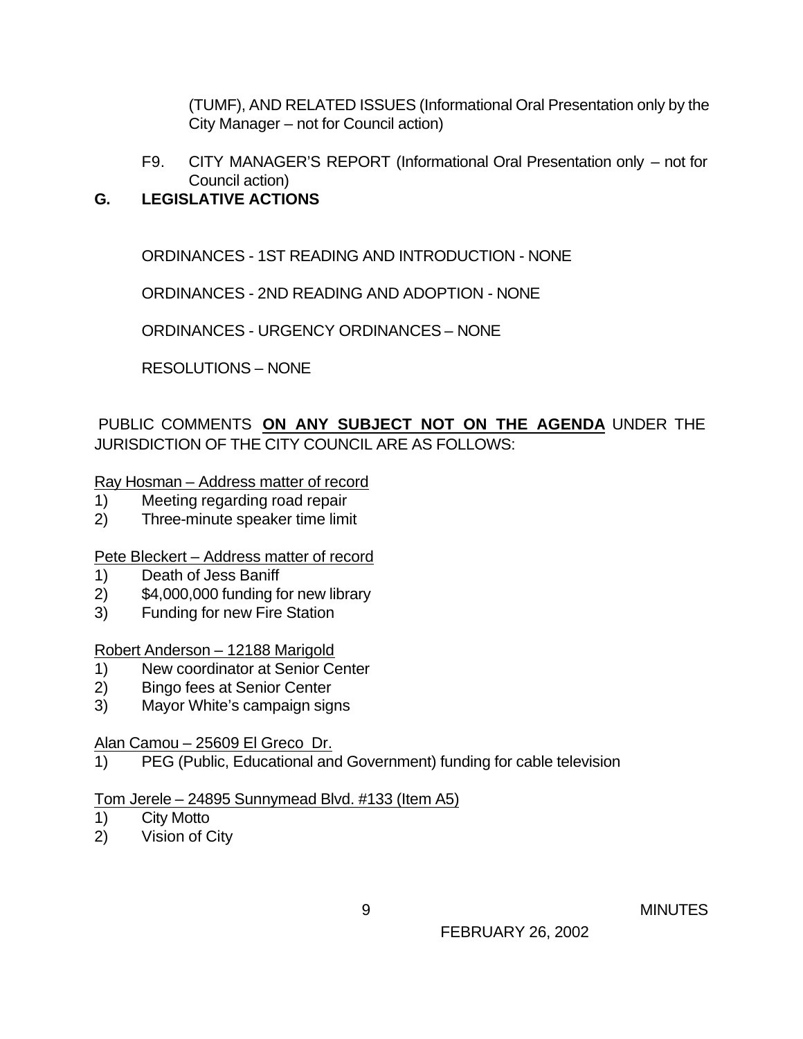(TUMF), AND RELATED ISSUES (Informational Oral Presentation only by the City Manager – not for Council action)

F9. CITY MANAGER'S REPORT (Informational Oral Presentation only – not for Council action)

## G. LEGISLATIVE ACTIONS

ORDINANCES - 1ST READING AND INTRODUCTION - NONE

ORDINANCES - 2ND READING AND ADOPTION - NONE

ORDINANCES - URGENCY ORDINANCES – NONE

RESOLUTIONS – NONE

PUBLIC COMMENTS **ON ANY SUBJECT NOT ON THE AGENDA** UNDER THE JURISDICTION OF THE CITY COUNCIL ARE AS FOLLOWS:

Ray Hosman – Address matter of record

1) Meeting regarding road repair
2) Three-minute speaker time limit

Pete Bleckert – Address matter of record

1) Death of Jess Baniff
2) $4,000,000 funding for new library
3) Funding for new Fire Station

Robert Anderson – 12188 Marigold

1) New coordinator at Senior Center
2) Bingo fees at Senior Center
3) Mayor White's campaign signs

Alan Camou – 25609 El Greco Dr.

1) PEG (Public, Educational and Government) funding for cable television

Tom Jerele – 24895 Sunnymead Blvd. #133 (Item A5)

1) City Motto
2) Vision of City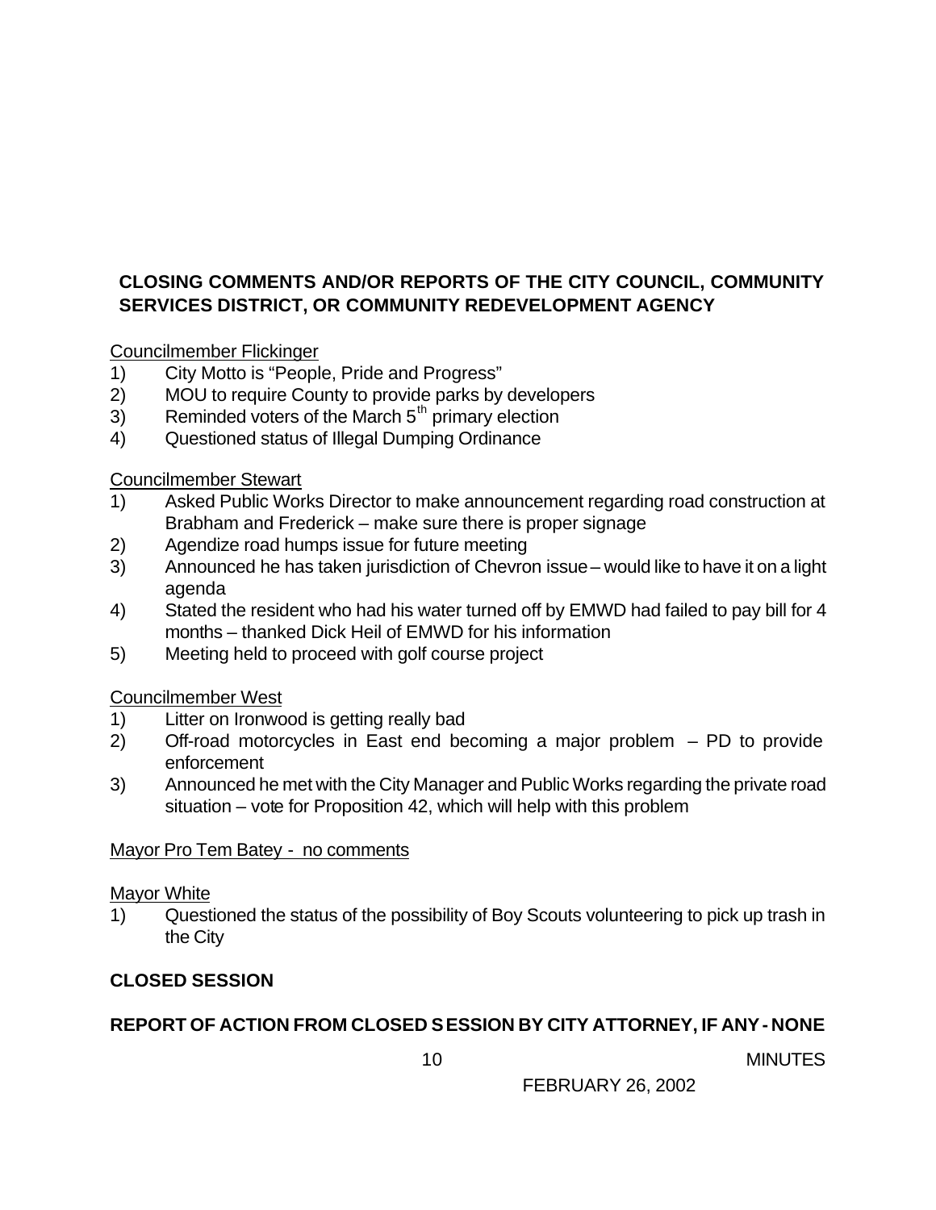## CLOSING COMMENTS AND/OR REPORTS OF THE CITY COUNCIL, COMMUNITY SERVICES DISTRICT, OR COMMUNITY REDEVELOPMENT AGENCY

Councilmember Flickinger

1) City Motto is "People, Pride and Progress"
2) MOU to require County to provide parks by developers
3) Reminded voters of the March 5th primary election
4) Questioned status of Illegal Dumping Ordinance

Councilmember Stewart

1) Asked Public Works Director to make announcement regarding road construction at Brabham and Frederick – make sure there is proper signage
2) Agendize road humps issue for future meeting
3) Announced he has taken jurisdiction of Chevron issue – would like to have it on a light agenda
4) Stated the resident who had his water turned off by EMWD had failed to pay bill for 4 months – thanked Dick Heil of EMWD for his information
5) Meeting held to proceed with golf course project

Councilmember West

1) Litter on Ironwood is getting really bad
2) Off-road motorcycles in East end becoming a major problem – PD to provide enforcement
3) Announced he met with the City Manager and Public Works regarding the private road situation – vote for Proposition 42, which will help with this problem

Mayor Pro Tem Batey - no comments

Mayor White

1) Questioned the status of the possibility of Boy Scouts volunteering to pick up trash in the City

## CLOSED SESSION

## REPORT OF ACTION FROM CLOSED SESSION BY CITY ATTORNEY, IF ANY - NONE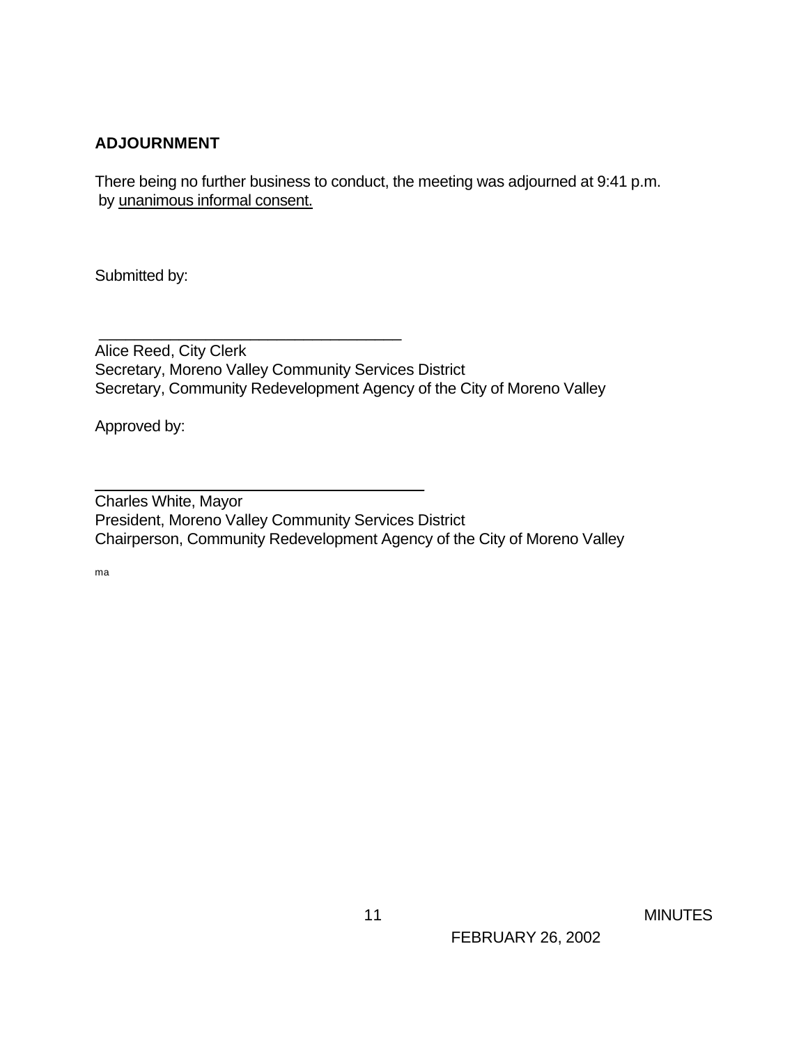## ADJOURNMENT

There being no further business to conduct, the meeting was adjourned at 9:41 p.m. by unanimous informal consent.

Submitted by:

\_\_\_\_\_\_\_\_\_\_\_\_\_\_\_\_\_\_\_\_\_\_\_\_\_\_\_\_\_\_\_\_\_\_\_\_\_

Alice Reed, City Clerk  
Secretary, Moreno Valley Community Services District  
Secretary, Community Redevelopment Agency of the City of Moreno Valley

Approved by:

\_\_\_\_\_\_\_\_\_\_\_\_\_\_\_\_\_\_\_\_\_\_\_\_\_\_\_\_\_\_\_\_\_\_\_\_\_

Charles White, Mayor  
President, Moreno Valley Community Services District  
Chairperson, Community Redevelopment Agency of the City of Moreno Valley

ma